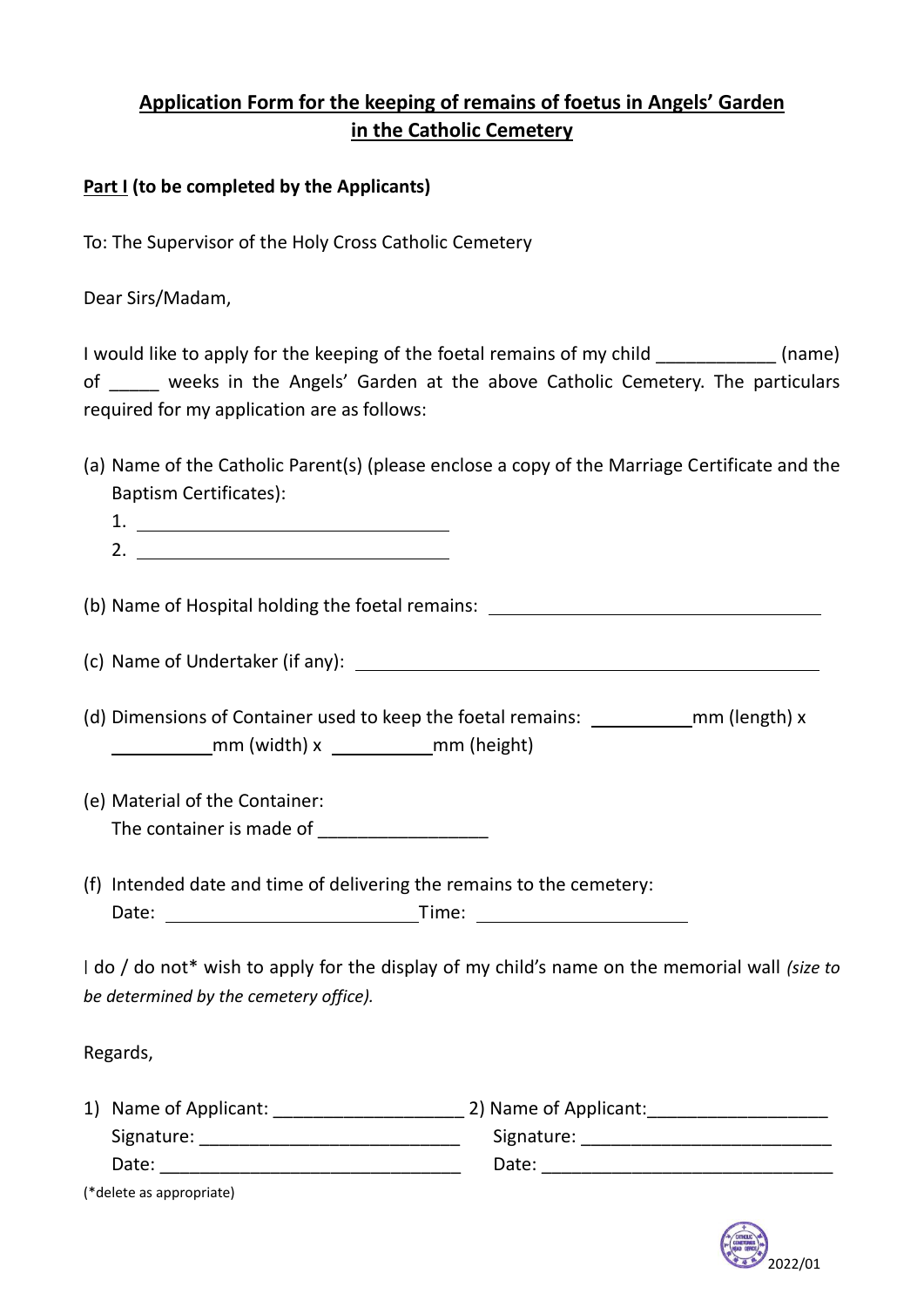# Application Form for the keeping of remains of foetus in Angels' Garden in the Catholic Cemetery

**Part I (to be completed by the Applicants)**

To: The Supervisor of the Holy Cross Catholic Cemetery

Dear Sirs/Madam,

I would like to apply for the keeping of the foetal remains of my child ____________ (name) of _____ weeks in the Angels' Garden at the above Catholic Cemetery. The particulars required for my application are as follows:

(a) Name of the Catholic Parent(s) (please enclose a copy of the Marriage Certificate and the Baptism Certificates):
   1. ________________________________
   2. ________________________________

(b) Name of Hospital holding the foetal remains: ________________________________

(c) Name of Undertaker (if any): ________________________________

(d) Dimensions of Container used to keep the foetal remains: __________mm (length) x __________mm (width) x __________mm (height)

(e) Material of the Container:
   The container is made of _________________

(f) Intended date and time of delivering the remains to the cemetery:
   Date: ________________________ Time: ____________________

I do / do not* wish to apply for the display of my child's name on the memorial wall *(size to be determined by the cemetery office).*

Regards,

1) Name of Applicant: ___________________
   Signature: __________________________
   Date: ______________________________

2) Name of Applicant: __________________
   Signature: _________________________
   Date: ______________________________

(*delete as appropriate)

2022/01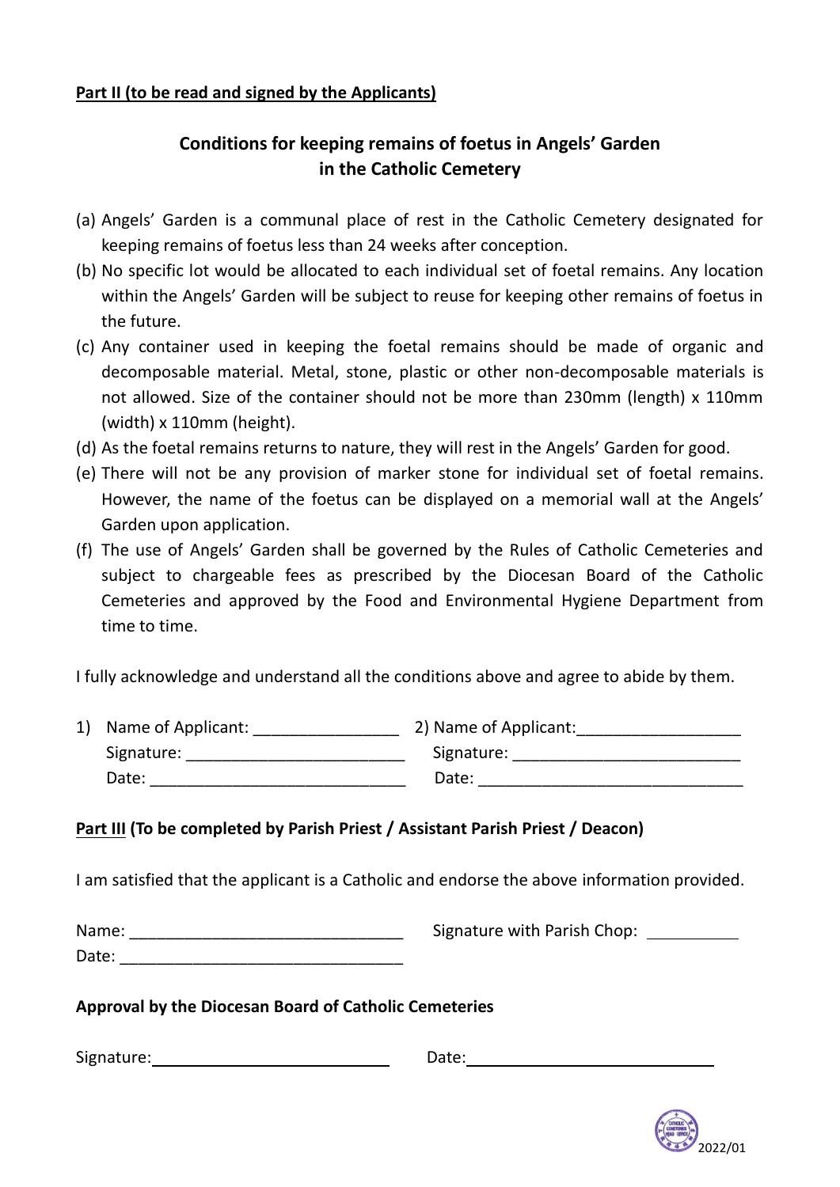**Part II (to be read and signed by the Applicants)**

## Conditions for keeping remains of foetus in Angels' Garden in the Catholic Cemetery

(a) Angels' Garden is a communal place of rest in the Catholic Cemetery designated for keeping remains of foetus less than 24 weeks after conception.

(b) No specific lot would be allocated to each individual set of foetal remains. Any location within the Angels' Garden will be subject to reuse for keeping other remains of foetus in the future.

(c) Any container used in keeping the foetal remains should be made of organic and decomposable material. Metal, stone, plastic or other non-decomposable materials is not allowed. Size of the container should not be more than 230mm (length) x 110mm (width) x 110mm (height).

(d) As the foetal remains returns to nature, they will rest in the Angels' Garden for good.

(e) There will not be any provision of marker stone for individual set of foetal remains. However, the name of the foetus can be displayed on a memorial wall at the Angels' Garden upon application.

(f) The use of Angels' Garden shall be governed by the Rules of Catholic Cemeteries and subject to chargeable fees as prescribed by the Diocesan Board of the Catholic Cemeteries and approved by the Food and Environmental Hygiene Department from time to time.

I fully acknowledge and understand all the conditions above and agree to abide by them.

1) Name of Applicant: ________________
Signature: ________________________
Date: ____________________________

2) Name of Applicant: __________________
Signature: _________________________
Date: _____________________________

**Part III (To be completed by Parish Priest / Assistant Parish Priest / Deacon)**

I am satisfied that the applicant is a Catholic and endorse the above information provided.

Name: ______________________________ Signature with Parish Chop: __________

Date: ______________________________

**Approval by the Diocesan Board of Catholic Cemeteries**

Signature: ___________________________ Date: ____________________________

2022/01